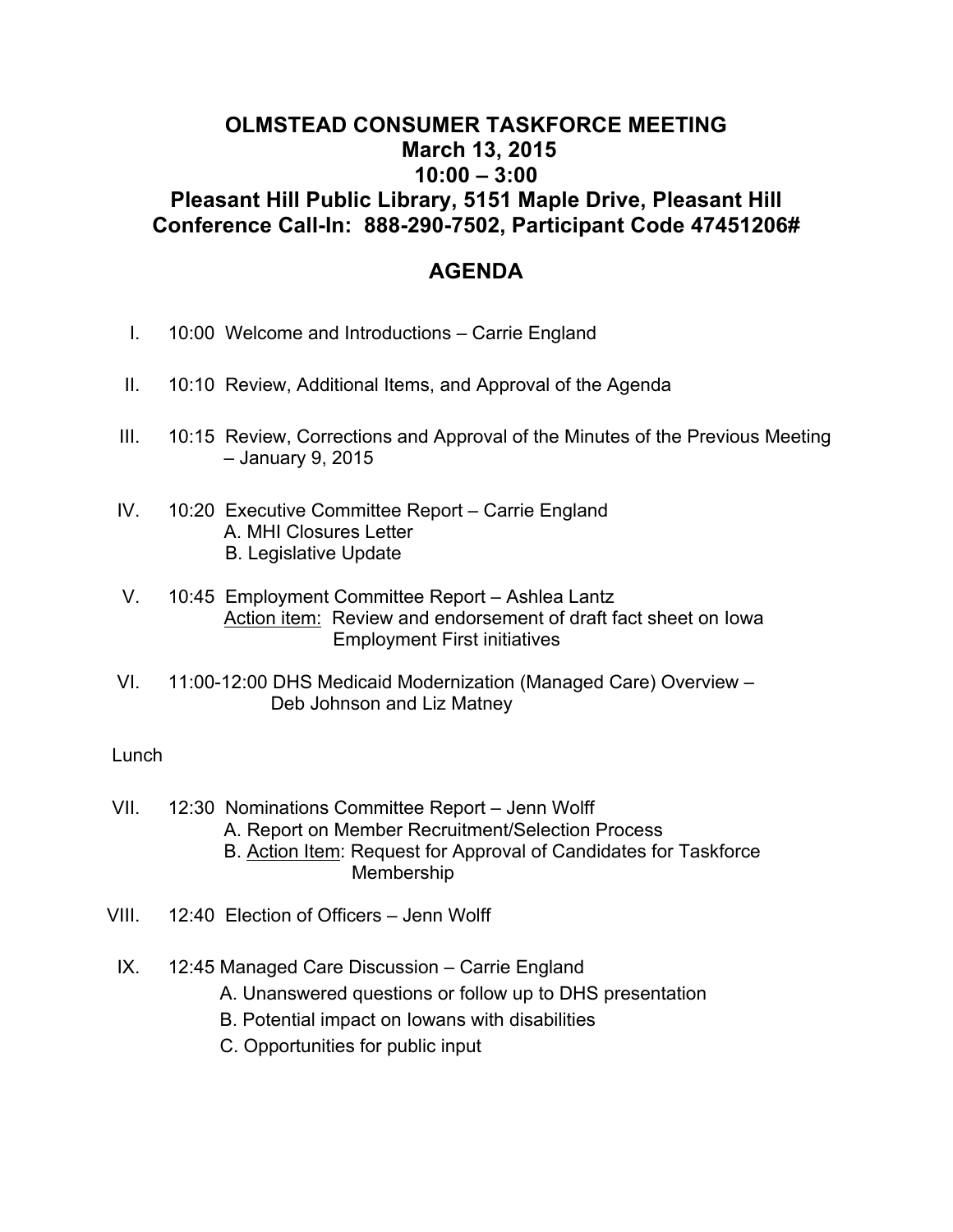# OLMSTEAD CONSUMER TASKFORCE MEETING
## March 13, 2015
## 10:00 – 3:00
## Pleasant Hill Public Library, 5151 Maple Drive, Pleasant Hill
## Conference Call-In: 888-290-7502, Participant Code 47451206#

## AGENDA

I. 10:00 Welcome and Introductions – Carrie England

II. 10:10 Review, Additional Items, and Approval of the Agenda

III. 10:15 Review, Corrections and Approval of the Minutes of the Previous Meeting – January 9, 2015

IV. 10:20 Executive Committee Report – Carrie England
   - A. MHI Closures Letter
   - B. Legislative Update

V. 10:45 Employment Committee Report – Ashlea Lantz
   - Action item: Review and endorsement of draft fact sheet on Iowa Employment First initiatives

VI. 11:00-12:00 DHS Medicaid Modernization (Managed Care) Overview – Deb Johnson and Liz Matney

Lunch

VII. 12:30 Nominations Committee Report – Jenn Wolff
   - A. Report on Member Recruitment/Selection Process
   - B. Action Item: Request for Approval of Candidates for Taskforce Membership

VIII. 12:40 Election of Officers – Jenn Wolff

IX. 12:45 Managed Care Discussion – Carrie England
   - A. Unanswered questions or follow up to DHS presentation
   - B. Potential impact on Iowans with disabilities
   - C. Opportunities for public input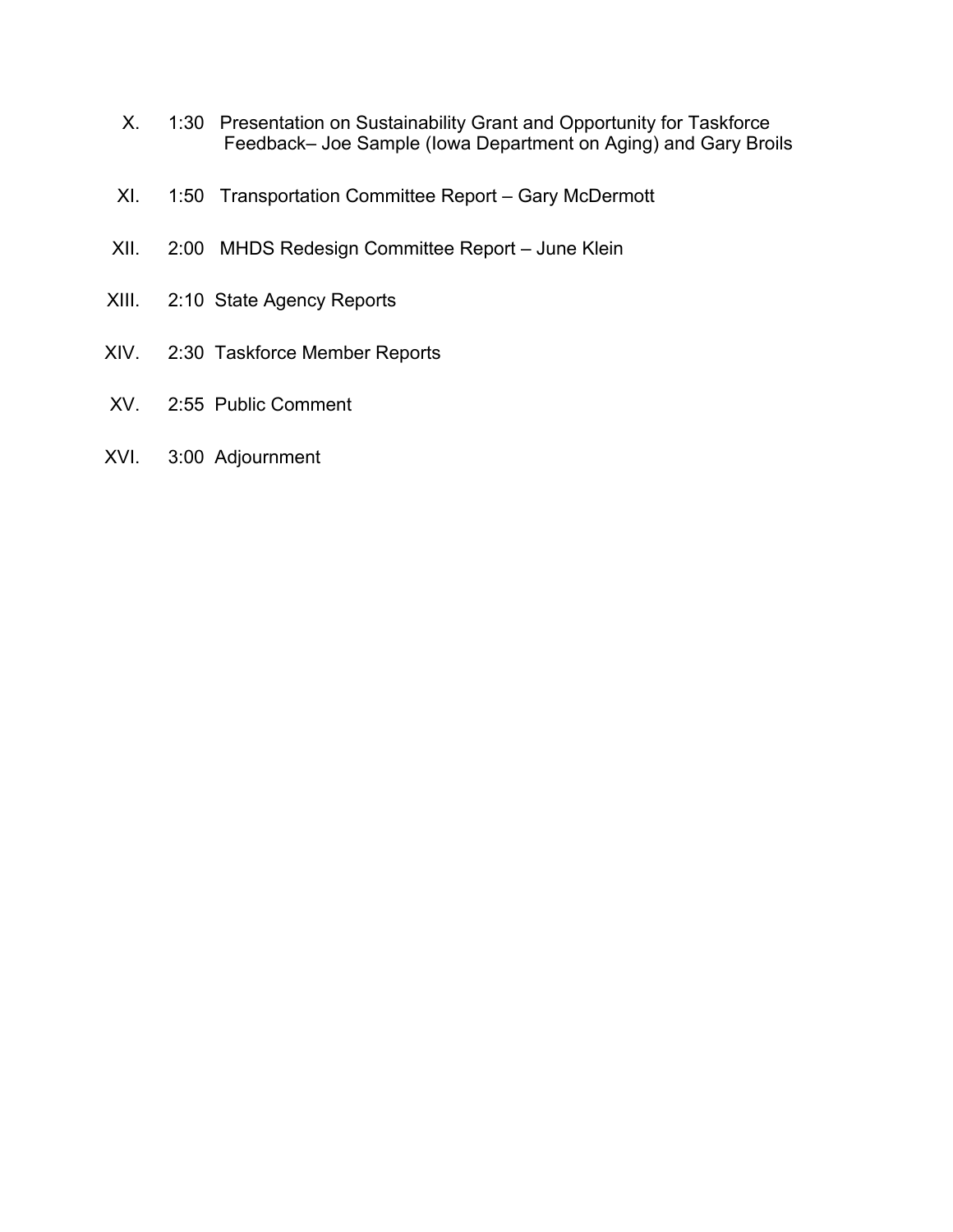X. 1:30 Presentation on Sustainability Grant and Opportunity for Taskforce Feedback– Joe Sample (Iowa Department on Aging) and Gary Broils

XI. 1:50 Transportation Committee Report – Gary McDermott

XII. 2:00 MHDS Redesign Committee Report – June Klein

XIII. 2:10 State Agency Reports

XIV. 2:30 Taskforce Member Reports

XV. 2:55 Public Comment

XVI. 3:00 Adjournment